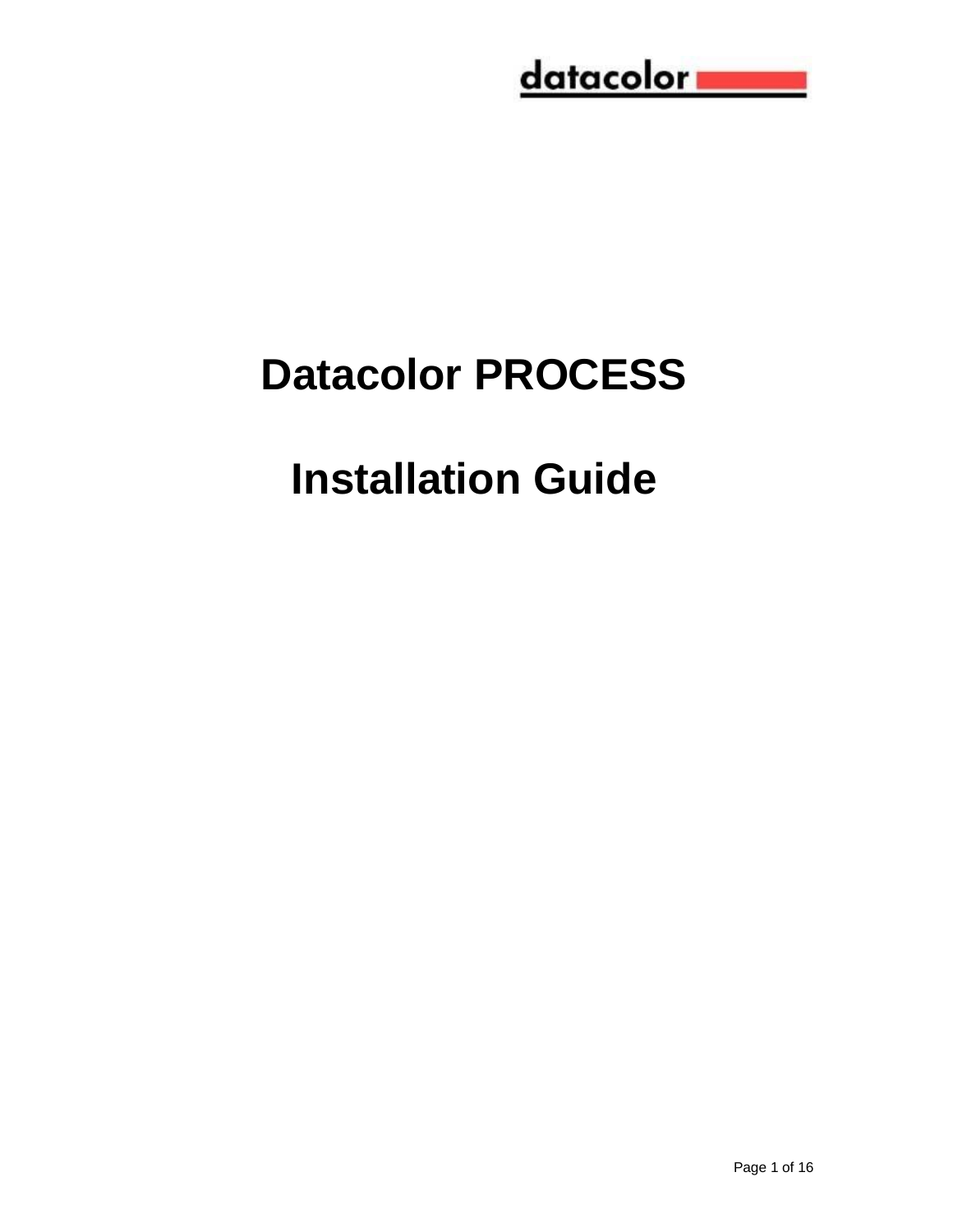datacolor

# Datacolor PROCESS

# Installation Guide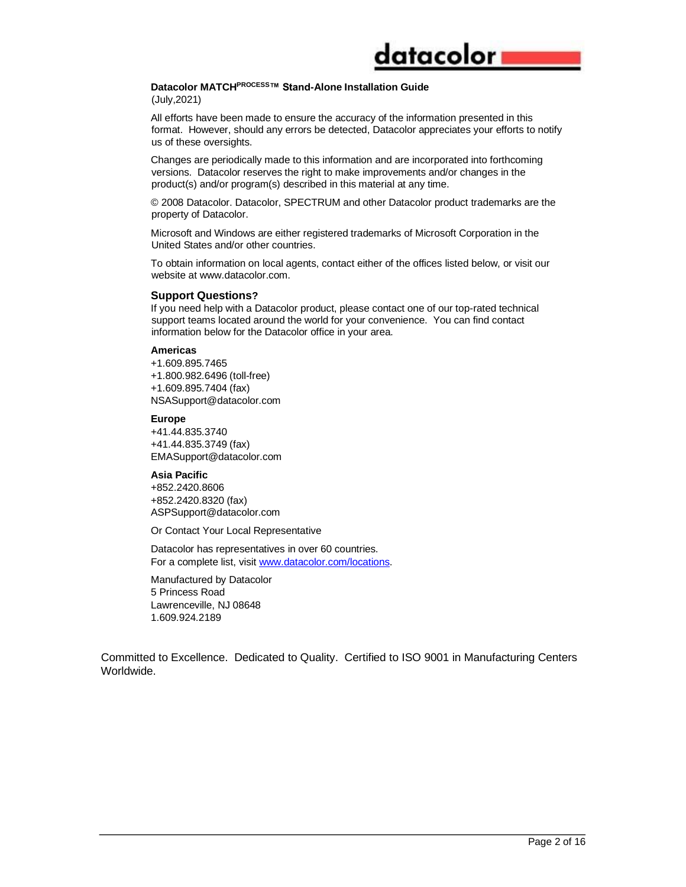**Datacolor MATCH$^{PROCESS™}$ Stand-Alone Installation Guide**
(July,2021)

All efforts have been made to ensure the accuracy of the information presented in this format. However, should any errors be detected, Datacolor appreciates your efforts to notify us of these oversights.

Changes are periodically made to this information and are incorporated into forthcoming versions. Datacolor reserves the right to make improvements and/or changes in the product(s) and/or program(s) described in this material at any time.

© 2008 Datacolor. Datacolor, SPECTRUM and other Datacolor product trademarks are the property of Datacolor.

Microsoft and Windows are either registered trademarks of Microsoft Corporation in the United States and/or other countries.

To obtain information on local agents, contact either of the offices listed below, or visit our website at www.datacolor.com.

### Support Questions?

If you need help with a Datacolor product, please contact one of our top-rated technical support teams located around the world for your convenience. You can find contact information below for the Datacolor office in your area.

**Americas**
+1.609.895.7465
+1.800.982.6496 (toll-free)
+1.609.895.7404 (fax)
NSASupport@datacolor.com

**Europe**
+41.44.835.3740
+41.44.835.3749 (fax)
EMASupport@datacolor.com

**Asia Pacific**
+852.2420.8606
+852.2420.8320 (fax)
ASPSupport@datacolor.com

Or Contact Your Local Representative

Datacolor has representatives in over 60 countries.
For a complete list, visit www.datacolor.com/locations.

Manufactured by Datacolor
5 Princess Road
Lawrenceville, NJ 08648
1.609.924.2189

Committed to Excellence. Dedicated to Quality. Certified to ISO 9001 in Manufacturing Centers Worldwide.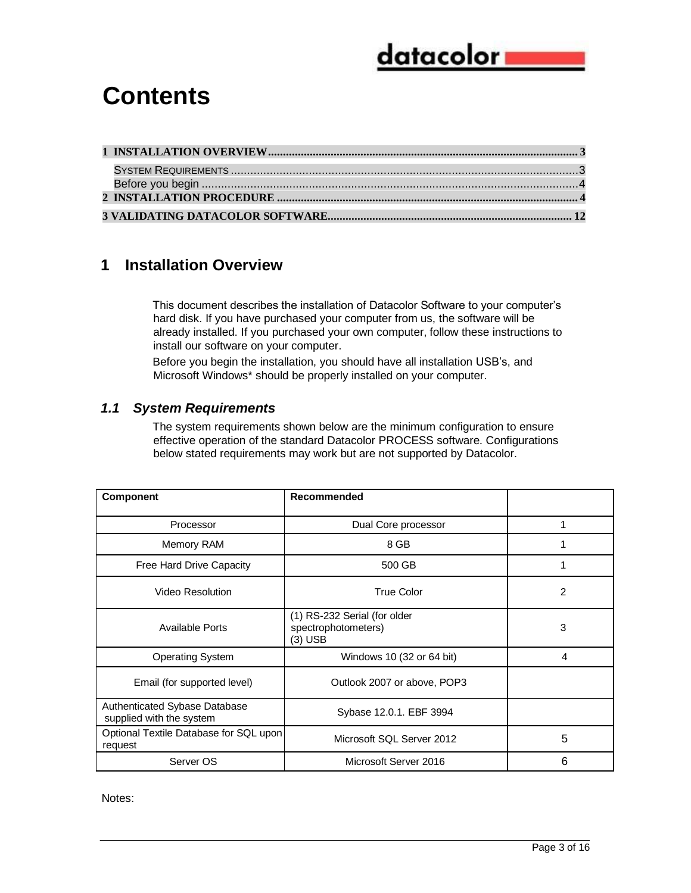# Contents

| | |
|---|---|
| **1 INSTALLATION OVERVIEW** | **3** |
| SYSTEM REQUIREMENTS | 3 |
| Before you begin | 4 |
| **2 INSTALLATION PROCEDURE** | **4** |
| **3 VALIDATING DATACOLOR SOFTWARE** | **12** |

## 1 Installation Overview

This document describes the installation of Datacolor Software to your computer's hard disk. If you have purchased your computer from us, the software will be already installed. If you purchased your own computer, follow these instructions to install our software on your computer.

Before you begin the installation, you should have all installation USB's, and Microsoft Windows* should be properly installed on your computer.

### *1.1 System Requirements*

The system requirements shown below are the minimum configuration to ensure effective operation of the standard Datacolor PROCESS software. Configurations below stated requirements may work but are not supported by Datacolor.

| **Component** | **Recommended** | |
|---|---|---|
| Processor | Dual Core processor | 1 |
| Memory RAM | 8 GB | 1 |
| Free Hard Drive Capacity | 500 GB | 1 |
| Video Resolution | True Color | 2 |
| Available Ports | (1) RS-232 Serial (for older spectrophotometers)<br>(3) USB | 3 |
| Operating System | Windows 10 (32 or 64 bit) | 4 |
| Email (for supported level) | Outlook 2007 or above, POP3 | |
| Authenticated Sybase Database supplied with the system | Sybase 12.0.1. EBF 3994 | |
| Optional Textile Database for SQL upon request | Microsoft SQL Server 2012 | 5 |
| Server OS | Microsoft Server 2016 | 6 |

Notes: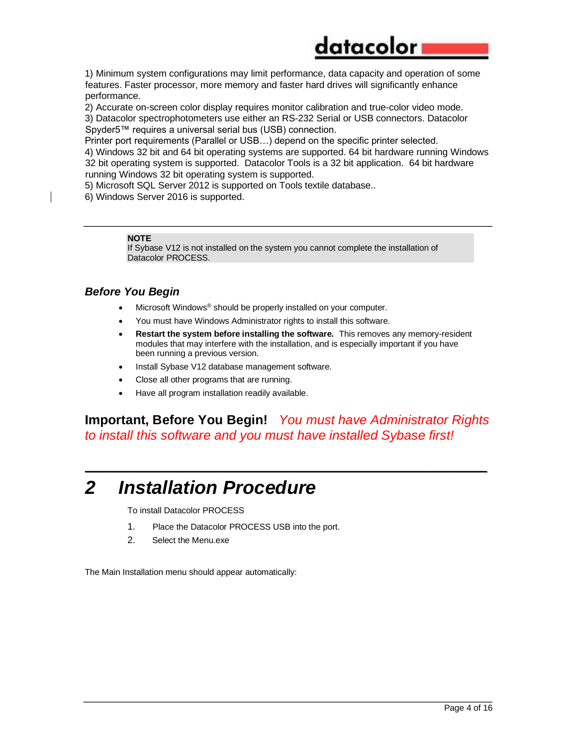1) Minimum system configurations may limit performance, data capacity and operation of some features. Faster processor, more memory and faster hard drives will significantly enhance performance.
2) Accurate on-screen color display requires monitor calibration and true-color video mode.
3) Datacolor spectrophotometers use either an RS-232 Serial or USB connectors. Datacolor Spyder5™ requires a universal serial bus (USB) connection.
Printer port requirements (Parallel or USB…) depend on the specific printer selected.
4) Windows 32 bit and 64 bit operating systems are supported. 64 bit hardware running Windows 32 bit operating system is supported. Datacolor Tools is a 32 bit application. 64 bit hardware running Windows 32 bit operating system is supported.
5) Microsoft SQL Server 2012 is supported on Tools textile database..
6) Windows Server 2016 is supported.

---

> **NOTE**
> If Sybase V12 is not installed on the system you cannot complete the installation of Datacolor PROCESS.

### *Before You Begin*

- Microsoft Windows® should be properly installed on your computer.
- You must have Windows Administrator rights to install this software.
- **Restart the system before installing the software.** This removes any memory-resident modules that may interfere with the installation, and is especially important if you have been running a previous version.
- Install Sybase V12 database management software.
- Close all other programs that are running.
- Have all program installation readily available.

**Important, Before You Begin!** *You must have Administrator Rights to install this software and you must have installed Sybase first!*

# *2 Installation Procedure*

To install Datacolor PROCESS

1. Place the Datacolor PROCESS USB into the port.
2. Select the Menu.exe

The Main Installation menu should appear automatically: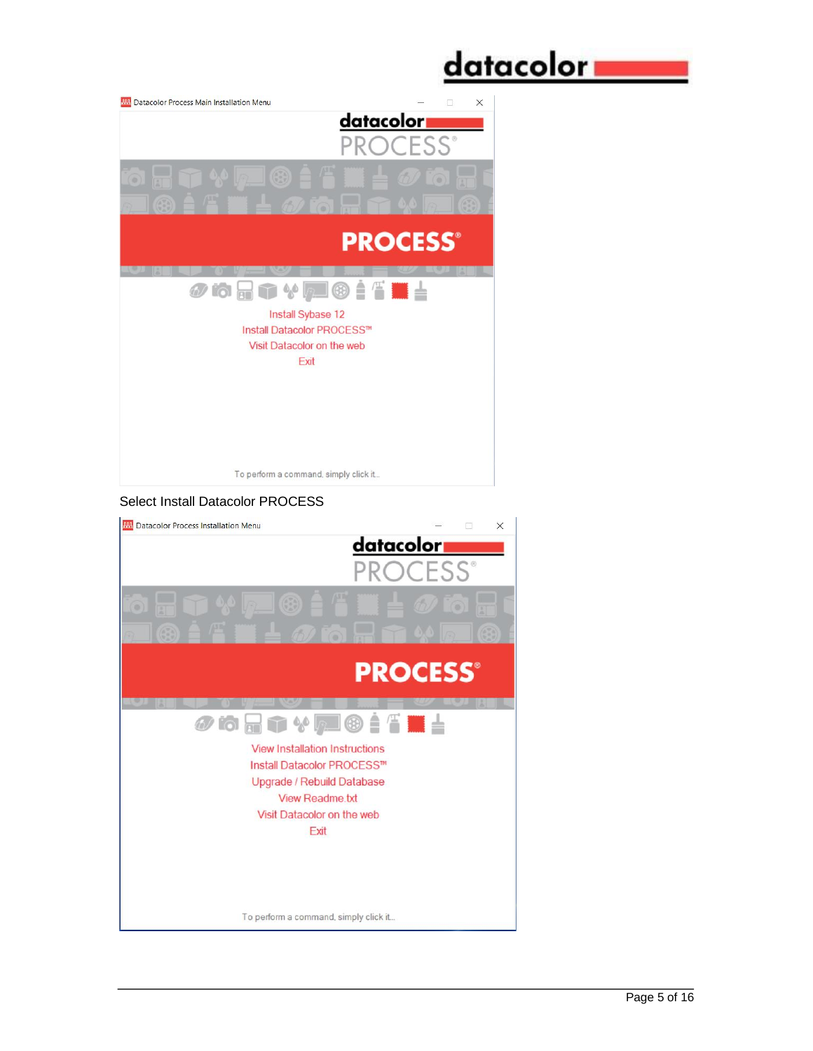Datacolor Process Main Installation Menu

Install Sybase 12
Install Datacolor PROCESS™
Visit Datacolor on the web
Exit

To perform a command, simply click it...

Select Install Datacolor PROCESS

Datacolor Process Installation Menu

View Installation Instructions
Install Datacolor PROCESS™
Upgrade / Rebuild Database
View Readme.txt
Visit Datacolor on the web
Exit

To perform a command, simply click it...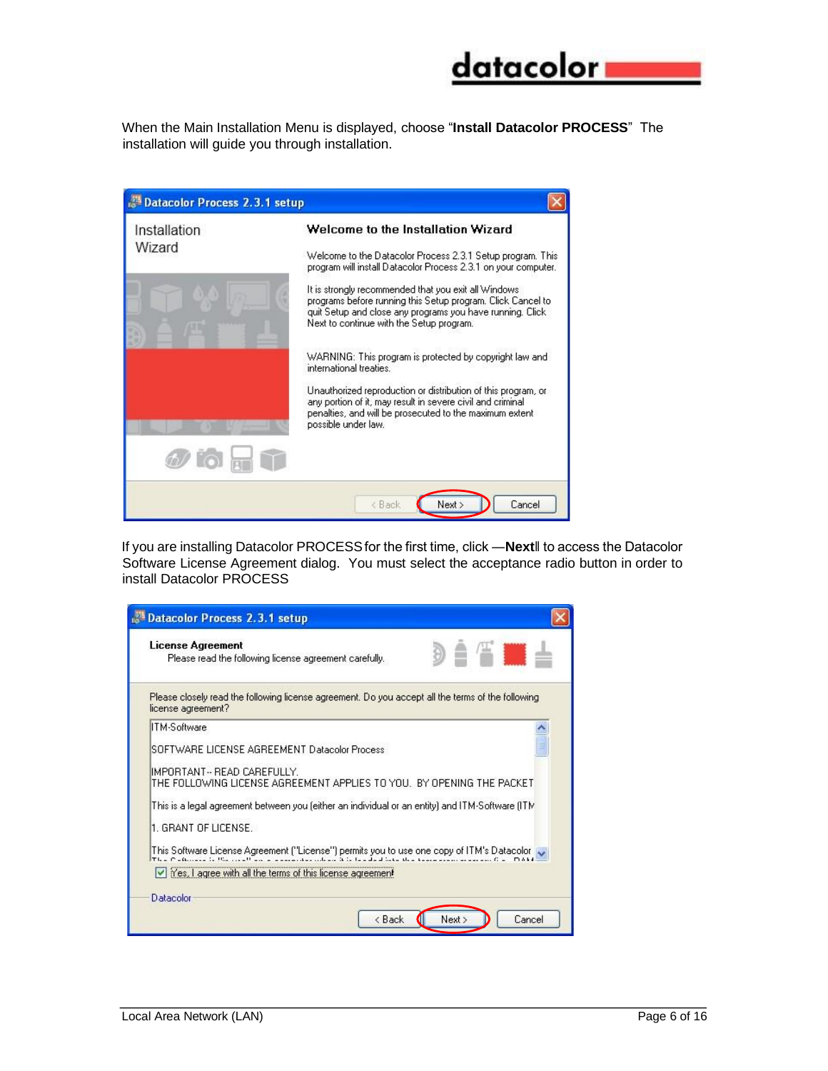When the Main Installation Menu is displayed, choose "**Install Datacolor PROCESS**" The installation will guide you through installation.

If you are installing Datacolor PROCESS for the first time, click —**Next**‖ to access the Datacolor Software License Agreement dialog. You must select the acceptance radio button in order to install Datacolor PROCESS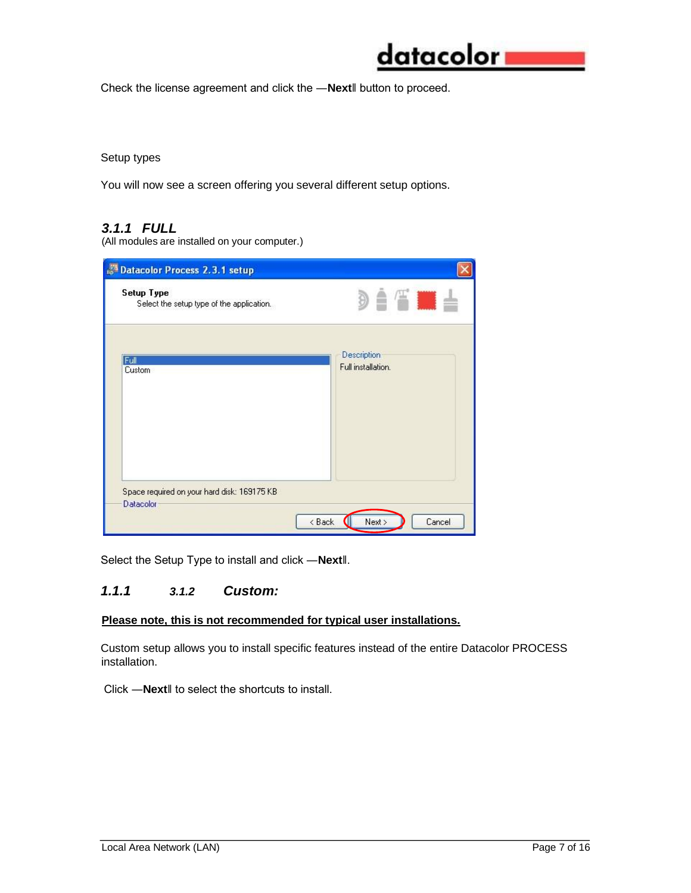Check the license agreement and click the —**Next**‖ button to proceed.

Setup types

You will now see a screen offering you several different setup options.

### *3.1.1 FULL*

(All modules are installed on your computer.)

Select the Setup Type to install and click —**Next**‖.

### *1.1.1 3.1.2 Custom:*

**Please note, this is not recommended for typical user installations.**

Custom setup allows you to install specific features instead of the entire Datacolor PROCESS installation.

Click —**Next**‖ to select the shortcuts to install.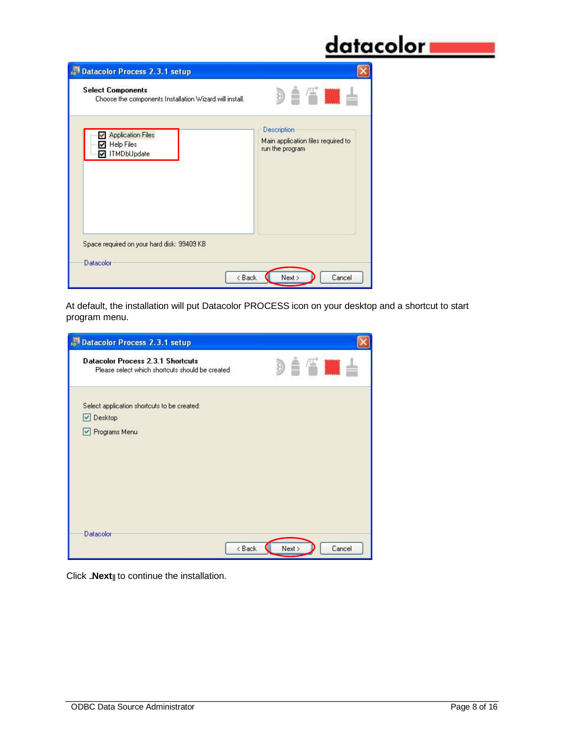Datacolor Process 2.3.1 setup

**Select Components**

Choose the components Installation Wizard will install.

- [x] Application Files
- [x] Help Files
- [x] ITMDbUpdate

Description

Main application files required to run the program

Space required on your hard disk: 99409 KB

Datacolor

< Back | Next > | Cancel

At default, the installation will put Datacolor PROCESS icon on your desktop and a shortcut to start program menu.

Datacolor Process 2.3.1 setup

**Datacolor Process 2.3.1 Shortcuts**

Please select which shortcuts should be created

Select application shortcuts to be created:

- [x] Desktop
- [x] Programs Menu

Datacolor

< Back | Next > | Cancel

Click ‗**Next**‖ to continue the installation.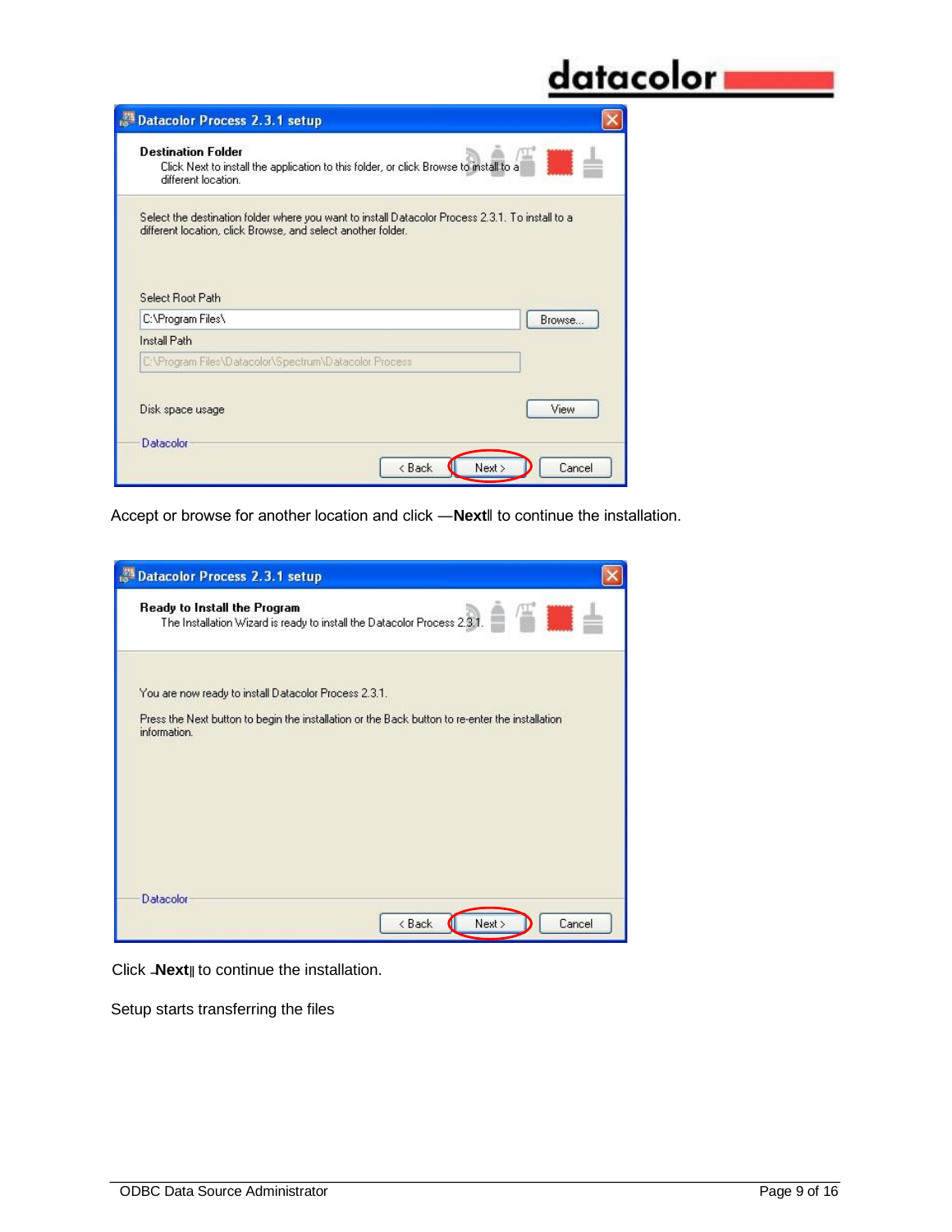Datacolor Process 2.3.1 setup

**Destination Folder**

Click Next to install the application to this folder, or click Browse to install to a different location.

Select the destination folder where you want to install Datacolor Process 2.3.1. To install to a different location, click Browse, and select another folder.

Select Root Path

C:\Program Files\ [Browse...]

Install Path

C:\Program Files\Datacolor\Spectrum\Datacolor Process

Disk space usage [View]

Datacolor

[< Back] [Next >] [Cancel]

Accept or browse for another location and click ―**Next**‖ to continue the installation.

Datacolor Process 2.3.1 setup

**Ready to Install the Program**

The Installation Wizard is ready to install the Datacolor Process 2.3.1.

You are now ready to install Datacolor Process 2.3.1.

Press the Next button to begin the installation or the Back button to re-enter the installation information.

Datacolor

[< Back] [Next >] [Cancel]

Click ―**Next**‖ to continue the installation.

Setup starts transferring the files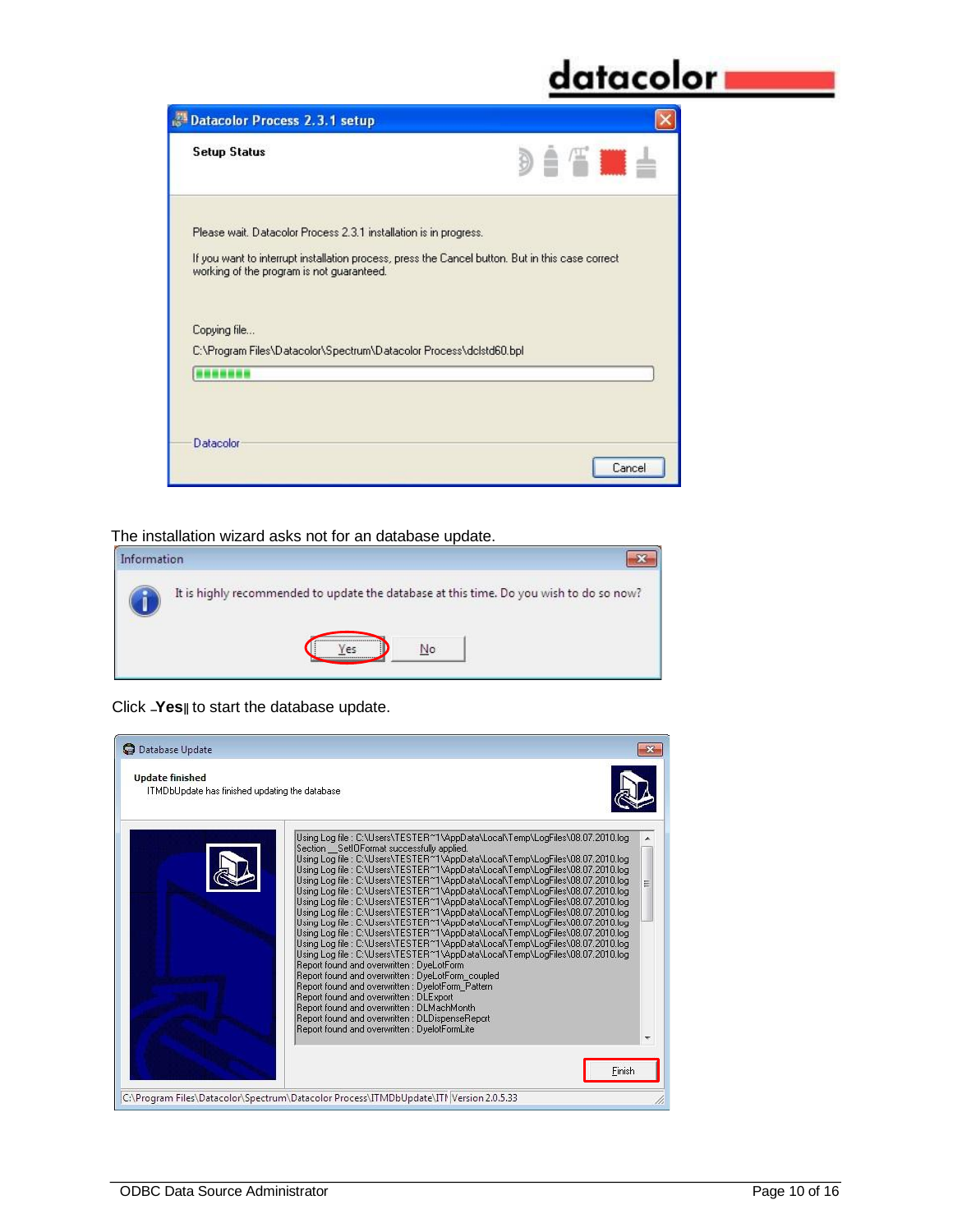The installation wizard asks not for an database update.

Click ‗Yes‖ to start the database update.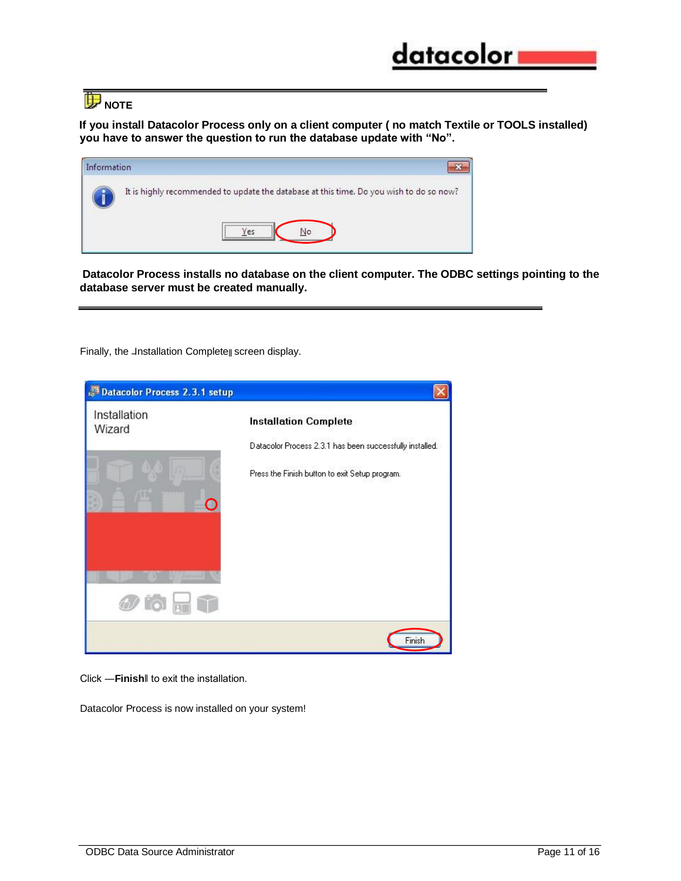**NOTE**

**If you install Datacolor Process only on a client computer ( no match Textile or TOOLS installed) you have to answer the question to run the database update with "No".**

**Datacolor Process installs no database on the client computer. The ODBC settings pointing to the database server must be created manually.**

Finally, the ―Installation Complete‖ screen display.

Click ―**Finish**‖ to exit the installation.

Datacolor Process is now installed on your system!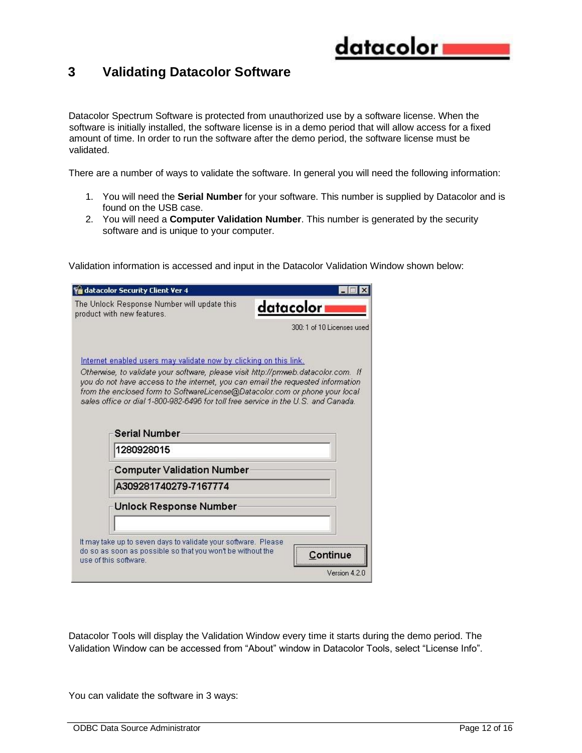# 3 Validating Datacolor Software

Datacolor Spectrum Software is protected from unauthorized use by a software license. When the software is initially installed, the software license is in a demo period that will allow access for a fixed amount of time. In order to run the software after the demo period, the software license must be validated.

There are a number of ways to validate the software. In general you will need the following information:

1. You will need the **Serial Number** for your software. This number is supplied by Datacolor and is found on the USB case.
2. You will need a **Computer Validation Number**. This number is generated by the security software and is unique to your computer.

Validation information is accessed and input in the Datacolor Validation Window shown below:

datacolor Security Client Ver 4

The Unlock Response Number will update this product with new features.

300: 1 of 10 Licenses used

Internet enabled users may validate now by clicking on this link.

*Otherwise, to validate your software, please visit http://pmweb.datacolor.com. If you do not have access to the internet, you can email the requested information from the enclosed form to SoftwareLicense@Datacolor.com or phone your local sales office or dial 1-800-982-6496 for toll free service in the U.S. and Canada.*

Serial Number: 1280928015

Computer Validation Number: A309281740279-7167774

Unlock Response Number:

It may take up to seven days to validate your software. Please do so as soon as possible so that you won't be without the use of this software.

Continue

Version 4.2.0

Datacolor Tools will display the Validation Window every time it starts during the demo period. The Validation Window can be accessed from "About" window in Datacolor Tools, select "License Info".

You can validate the software in 3 ways: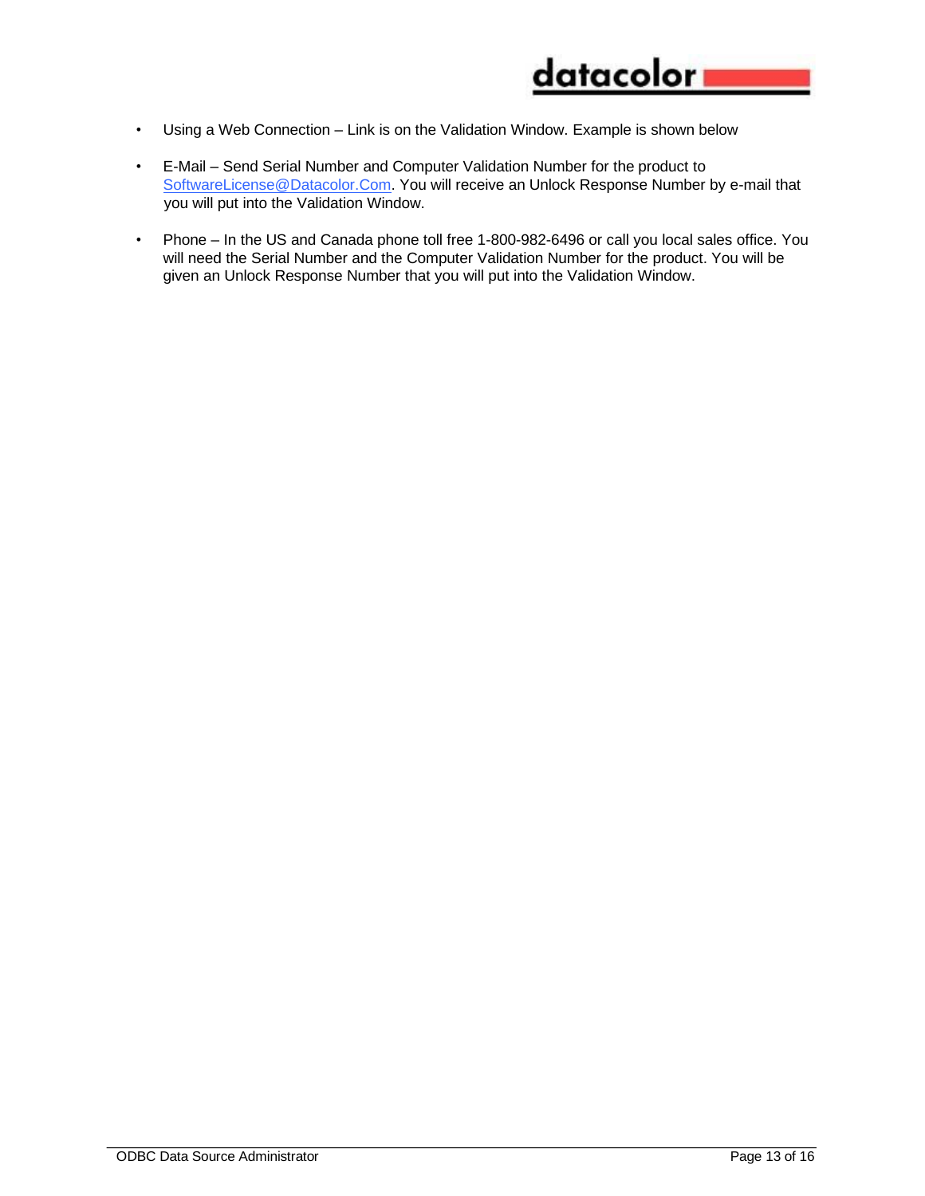- Using a Web Connection – Link is on the Validation Window. Example is shown below
- E-Mail – Send Serial Number and Computer Validation Number for the product to SoftwareLicense@Datacolor.Com. You will receive an Unlock Response Number by e-mail that you will put into the Validation Window.
- Phone – In the US and Canada phone toll free 1-800-982-6496 or call you local sales office. You will need the Serial Number and the Computer Validation Number for the product. You will be given an Unlock Response Number that you will put into the Validation Window.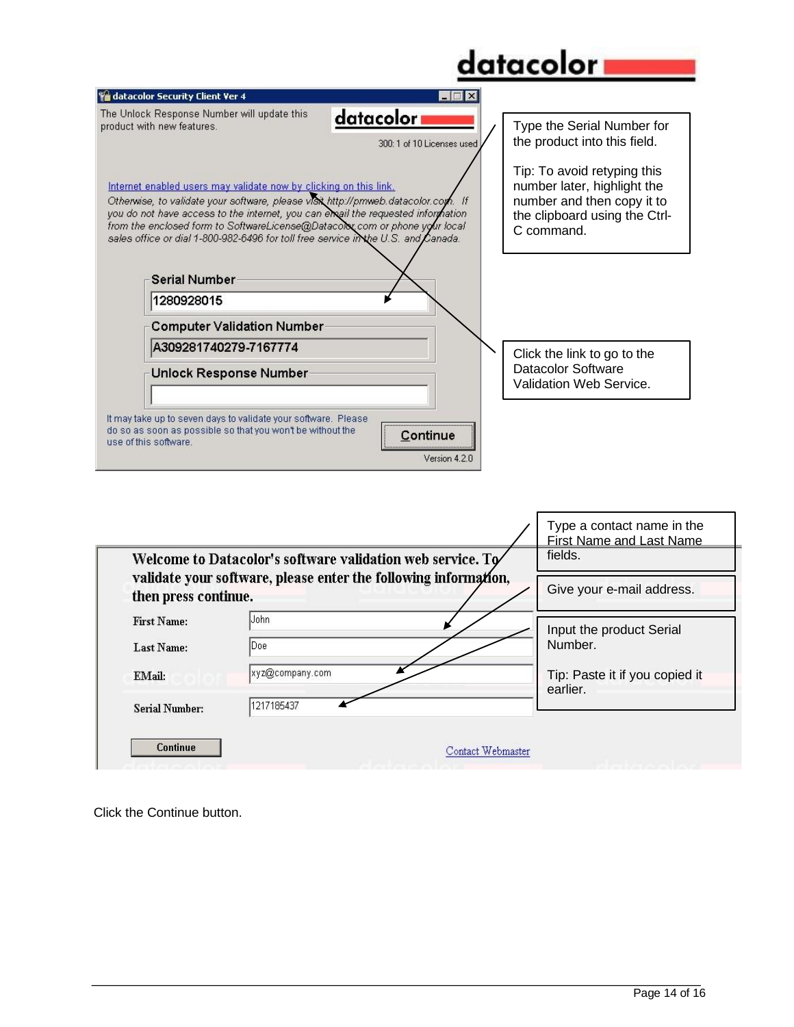datacolor

**datacolor Security Client Ver 4**

The Unlock Response Number will update this product with new features.

300: 1 of 10 Licenses used

Internet enabled users may validate now by clicking on this link.

*Otherwise, to validate your software, please visit http://pmweb.datacolor.com. If you do not have access to the internet, you can email the requested information from the enclosed form to SoftwareLicense@Datacolor.com or phone your local sales office or dial 1-800-982-6496 for toll free service in the U.S. and Canada.*

Serial Number: 1280928015

Computer Validation Number: A309281740279-7167774

Unlock Response Number:

It may take up to seven days to validate your software. Please do so as soon as possible so that you won't be without the use of this software.

Continue

Version 4.2.0

Type the Serial Number for the product into this field.

Tip: To avoid retyping this number later, highlight the number and then copy it to the clipboard using the Ctrl-C command.

Click the link to go to the Datacolor Software Validation Web Service.

**Welcome to Datacolor's software validation web service. To validate your software, please enter the following information, then press continue.**

First Name: John

Last Name: Doe

EMail: xyz@company.com

Serial Number: 1217185437

Continue

Contact Webmaster

Type a contact name in the First Name and Last Name fields.

Give your e-mail address.

Input the product Serial Number.

Tip: Paste it if you copied it earlier.

Click the Continue button.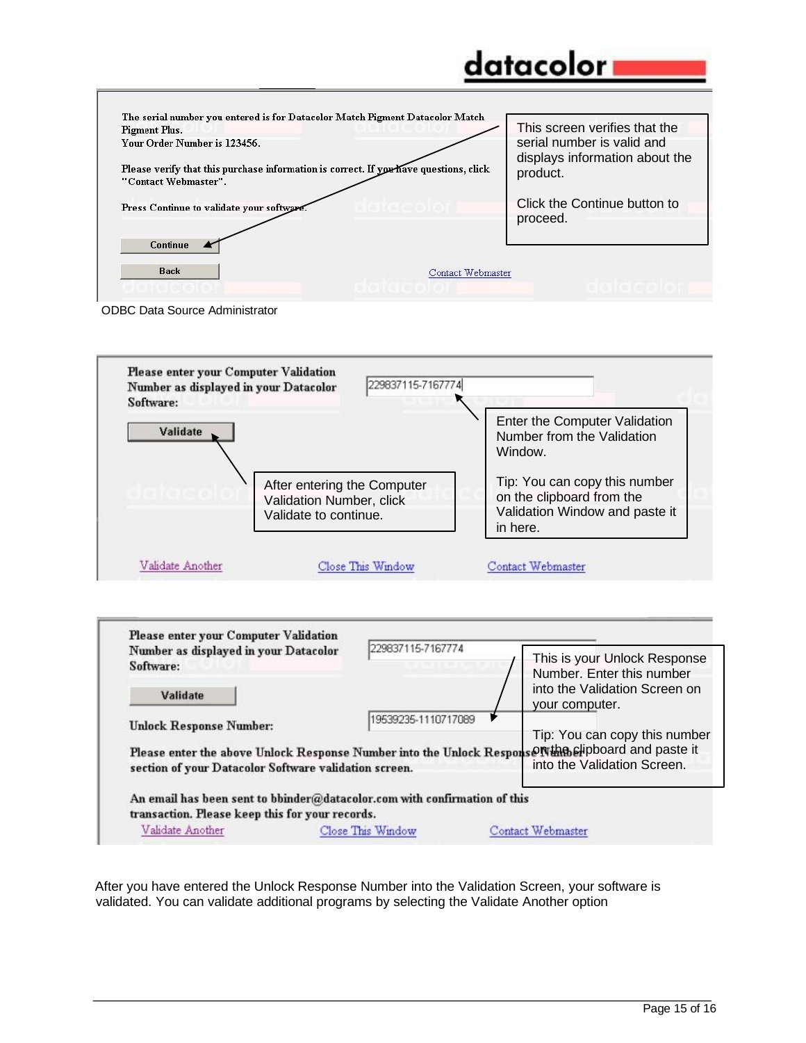The serial number you entered is for Datacolor Match Pigment Datacolor Match Pigment Plus.
Your Order Number is 123456.

Please verify that this purchase information is correct. If you have questions, click "Contact Webmaster".

Press Continue to validate your software.

Continue

Back

Contact Webmaster

This screen verifies that the serial number is valid and displays information about the product.

Click the Continue button to proceed.

ODBC Data Source Administrator

Please enter your Computer Validation Number as displayed in your Datacolor Software: 229837115-7167774

Validate

Enter the Computer Validation Number from the Validation Window.

Tip: You can copy this number on the clipboard from the Validation Window and paste it in here.

After entering the Computer Validation Number, click Validate to continue.

Validate Another | Close This Window | Contact Webmaster

Please enter your Computer Validation Number as displayed in your Datacolor Software: 229837115-7167774

Validate

Unlock Response Number: 19539235-1110717089

This is your Unlock Response Number. Enter this number into the Validation Screen on your computer.

Tip: You can copy this number on the clipboard and paste it into the Validation Screen.

Please enter the above Unlock Response Number into the Unlock Response Number section of your Datacolor Software validation screen.

An email has been sent to bbinder@datacolor.com with confirmation of this transaction. Please keep this for your records.

Validate Another | Close This Window | Contact Webmaster

After you have entered the Unlock Response Number into the Validation Screen, your software is validated. You can validate additional programs by selecting the Validate Another option